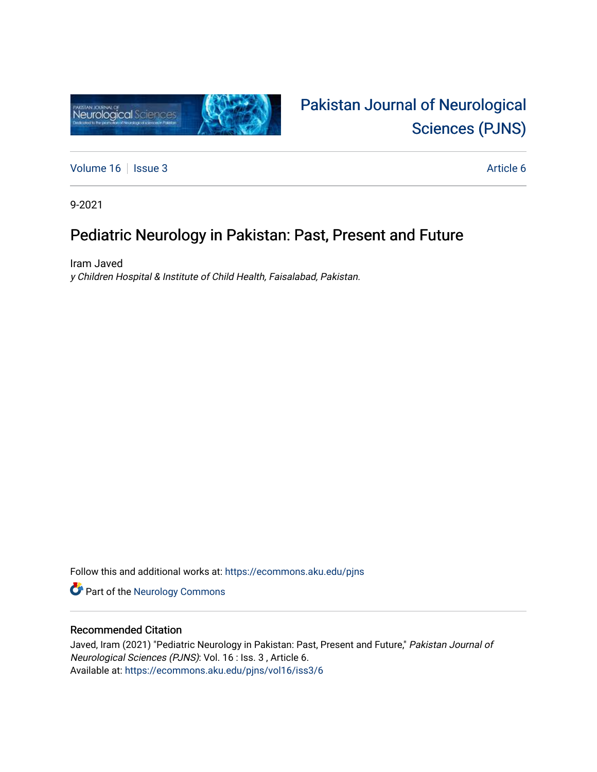Pakistan Journal of Neurological Sciences (PJNS)

Volume 16 | Issue 3 Article 6

9-2021

# Pediatric Neurology in Pakistan: Past, Present and Future

Iram Javed
*y Children Hospital & Institute of Child Health, Faisalabad, Pakistan.*

Follow this and additional works at: https://ecommons.aku.edu/pjns

Part of the Neurology Commons

## Recommended Citation

Javed, Iram (2021) "Pediatric Neurology in Pakistan: Past, Present and Future," *Pakistan Journal of Neurological Sciences (PJNS)*: Vol. 16 : Iss. 3 , Article 6.
Available at: https://ecommons.aku.edu/pjns/vol16/iss3/6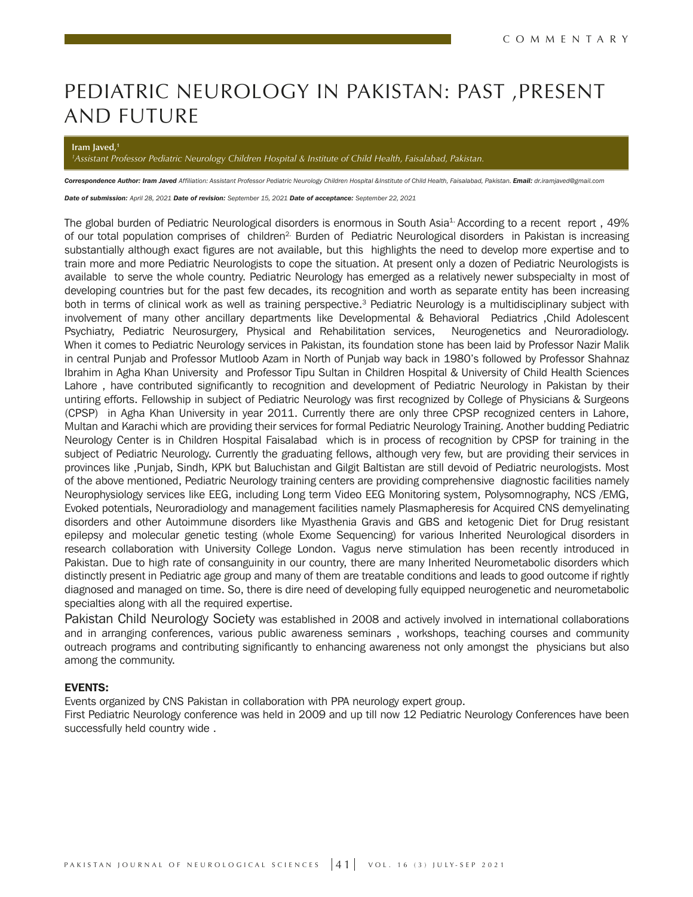# PEDIATRIC NEUROLOGY IN PAKISTAN: PAST ,PRESENT AND FUTURE

**Iram Javed,**[1]

*[1]Assistant Professor Pediatric Neurology Children Hospital & Institute of Child Health, Faisalabad, Pakistan.*

***Correspondence Author: Iram Javed*** *Affiliation: Assistant Professor Pediatric Neurology Children Hospital &Institute of Child Health, Faisalabad, Pakistan.* ***Email:*** *dr.iramjaved@gmail.com*

***Date of submission:*** *April 28, 2021* ***Date of revision:*** *September 15, 2021* ***Date of acceptance:*** *September 22, 2021*

The global burden of Pediatric Neurological disorders is enormous in South Asia[1]. According to a recent report , 49% of our total population comprises of children[2]. Burden of Pediatric Neurological disorders in Pakistan is increasing substantially although exact figures are not available, but this highlights the need to develop more expertise and to train more and more Pediatric Neurologists to cope the situation. At present only a dozen of Pediatric Neurologists is available to serve the whole country. Pediatric Neurology has emerged as a relatively newer subspecialty in most of developing countries but for the past few decades, its recognition and worth as separate entity has been increasing both in terms of clinical work as well as training perspective.[3] Pediatric Neurology is a multidisciplinary subject with involvement of many other ancillary departments like Developmental & Behavioral Pediatrics ,Child Adolescent Psychiatry, Pediatric Neurosurgery, Physical and Rehabilitation services, Neurogenetics and Neuroradiology. When it comes to Pediatric Neurology services in Pakistan, its foundation stone has been laid by Professor Nazir Malik in central Punjab and Professor Mutloob Azam in North of Punjab way back in 1980's followed by Professor Shahnaz Ibrahim in Agha Khan University and Professor Tipu Sultan in Children Hospital & University of Child Health Sciences Lahore , have contributed significantly to recognition and development of Pediatric Neurology in Pakistan by their untiring efforts. Fellowship in subject of Pediatric Neurology was first recognized by College of Physicians & Surgeons (CPSP) in Agha Khan University in year 2011. Currently there are only three CPSP recognized centers in Lahore, Multan and Karachi which are providing their services for formal Pediatric Neurology Training. Another budding Pediatric Neurology Center is in Children Hospital Faisalabad which is in process of recognition by CPSP for training in the subject of Pediatric Neurology. Currently the graduating fellows, although very few, but are providing their services in provinces like ,Punjab, Sindh, KPK but Baluchistan and Gilgit Baltistan are still devoid of Pediatric neurologists. Most of the above mentioned, Pediatric Neurology training centers are providing comprehensive diagnostic facilities namely Neurophysiology services like EEG, including Long term Video EEG Monitoring system, Polysomnography, NCS /EMG, Evoked potentials, Neuroradiology and management facilities namely Plasmapheresis for Acquired CNS demyelinating disorders and other Autoimmune disorders like Myasthenia Gravis and GBS and ketogenic Diet for Drug resistant epilepsy and molecular genetic testing (whole Exome Sequencing) for various Inherited Neurological disorders in research collaboration with University College London. Vagus nerve stimulation has been recently introduced in Pakistan. Due to high rate of consanguinity in our country, there are many Inherited Neurometabolic disorders which distinctly present in Pediatric age group and many of them are treatable conditions and leads to good outcome if rightly diagnosed and managed on time. So, there is dire need of developing fully equipped neurogenetic and neurometabolic specialties along with all the required expertise.

Pakistan Child Neurology Society was established in 2008 and actively involved in international collaborations and in arranging conferences, various public awareness seminars , workshops, teaching courses and community outreach programs and contributing significantly to enhancing awareness not only amongst the physicians but also among the community.

**EVENTS:**

Events organized by CNS Pakistan in collaboration with PPA neurology expert group.

First Pediatric Neurology conference was held in 2009 and up till now 12 Pediatric Neurology Conferences have been successfully held country wide .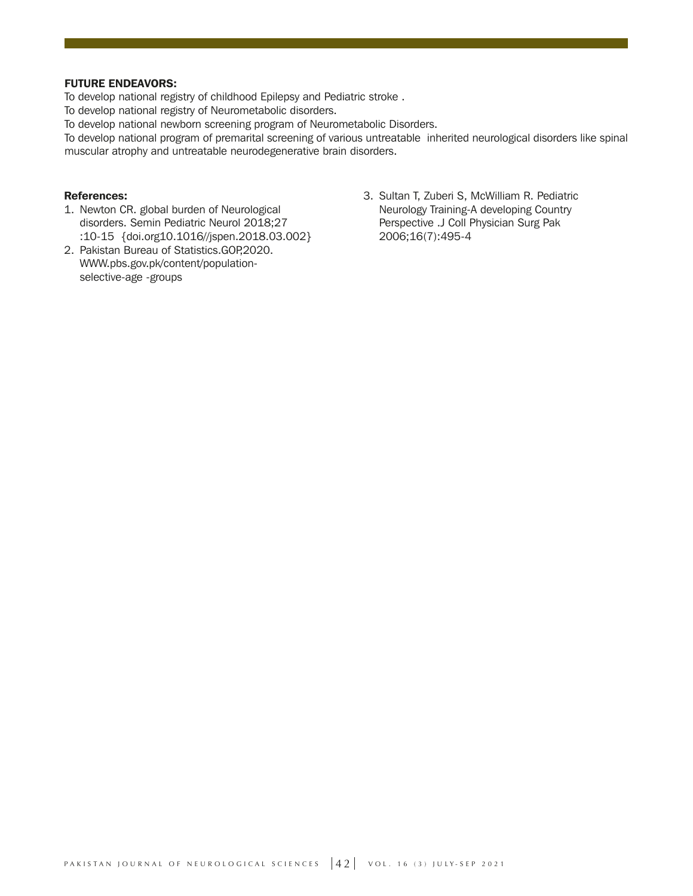### FUTURE ENDEAVORS:

To develop national registry of childhood Epilepsy and Pediatric stroke .

To develop national registry of Neurometabolic disorders.

To develop national newborn screening program of Neurometabolic Disorders.

To develop national program of premarital screening of various untreatable inherited neurological disorders like spinal muscular atrophy and untreatable neurodegenerative brain disorders.

### References:

1. Newton CR. global burden of Neurological disorders. Semin Pediatric Neurol 2018;27 :10-15 {doi.org10.1016//jspen.2018.03.002}
2. Pakistan Bureau of Statistics.GOP,2020. WWW.pbs.gov.pk/content/population-selective-age -groups
3. Sultan T, Zuberi S, McWilliam R. Pediatric Neurology Training-A developing Country Perspective .J Coll Physician Surg Pak 2006;16(7):495-4